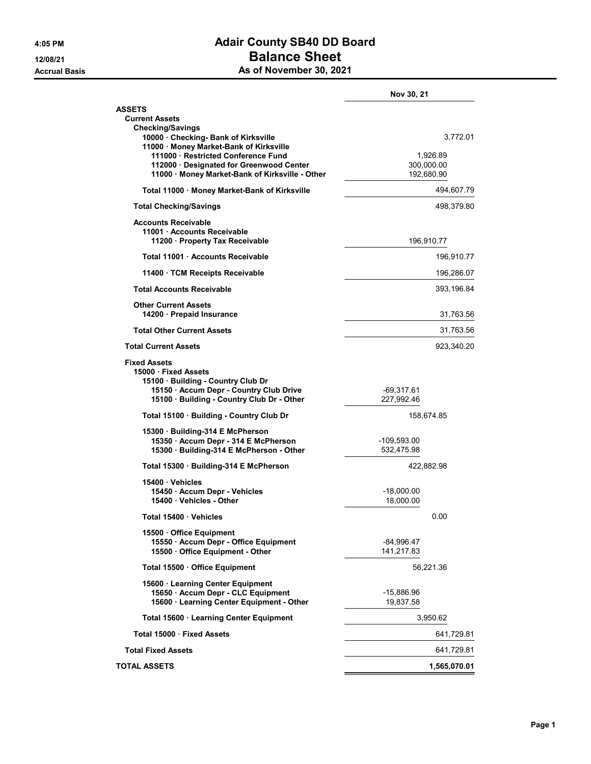# Adair County SB40 DD Board

## Balance Sheet

### As of November 30, 2021

4:05 PM
12/08/21
Accrual Basis

| | | Nov 30, 21 |
|---|---|---|
| **ASSETS** | | |
| **Current Assets** | | |
| **Checking/Savings** | | |
| 10000 · Checking- Bank of Kirksville | | 3,772.01 |
| 11000 · Money Market-Bank of Kirksville | | |
| 111000 · Restricted Conference Fund | 1,926.89 | |
| 112000 · Designated for Greenwood Center | 300,000.00 | |
| 11000 · Money Market-Bank of Kirksville - Other | 192,680.90 | |
| **Total 11000 · Money Market-Bank of Kirksville** | | 494,607.79 |
| **Total Checking/Savings** | | 498,379.80 |
| **Accounts Receivable** | | |
| 11001 · Accounts Receivable | | |
| 11200 · Property Tax Receivable | 196,910.77 | |
| **Total 11001 · Accounts Receivable** | | 196,910.77 |
| 11400 · TCM Receipts Receivable | | 196,286.07 |
| **Total Accounts Receivable** | | 393,196.84 |
| **Other Current Assets** | | |
| 14200 · Prepaid Insurance | | 31,763.56 |
| **Total Other Current Assets** | | 31,763.56 |
| **Total Current Assets** | | 923,340.20 |
| **Fixed Assets** | | |
| 15000 · Fixed Assets | | |
| 15100 · Building - Country Club Dr | | |
| 15150 · Accum Depr - Country Club Drive | -69,317.61 | |
| 15100 · Building - Country Club Dr - Other | 227,992.46 | |
| **Total 15100 · Building - Country Club Dr** | 158,674.85 | |
| 15300 · Building-314 E McPherson | | |
| 15350 · Accum Depr - 314 E McPherson | -109,593.00 | |
| 15300 · Building-314 E McPherson - Other | 532,475.98 | |
| **Total 15300 · Building-314 E McPherson** | 422,882.98 | |
| 15400 · Vehicles | | |
| 15450 · Accum Depr - Vehicles | -18,000.00 | |
| 15400 · Vehicles - Other | 18,000.00 | |
| **Total 15400 · Vehicles** | 0.00 | |
| 15500 · Office Equipment | | |
| 15550 · Accum Depr - Office Equipment | -84,996.47 | |
| 15500 · Office Equipment - Other | 141,217.83 | |
| **Total 15500 · Office Equipment** | 56,221.36 | |
| 15600 · Learning Center Equipment | | |
| 15650 · Accum Depr - CLC Equipment | -15,886.96 | |
| 15600 · Learning Center Equipment - Other | 19,837.58 | |
| **Total 15600 · Learning Center Equipment** | 3,950.62 | |
| **Total 15000 · Fixed Assets** | | 641,729.81 |
| **Total Fixed Assets** | | 641,729.81 |
| **TOTAL ASSETS** | | **1,565,070.01** |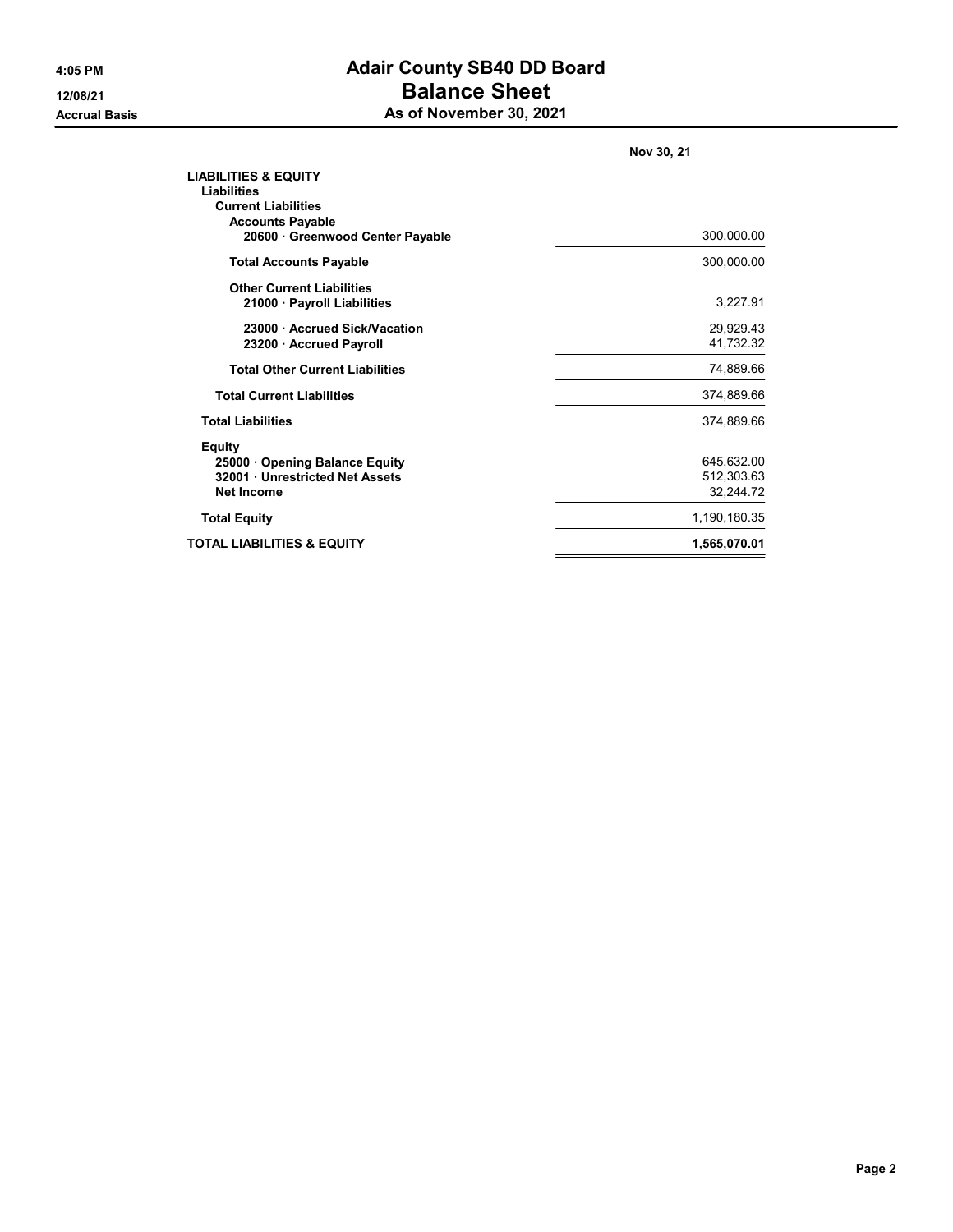# Adair County SB40 DD Board

## Balance Sheet

### As of November 30, 2021

4:05 PM
12/08/21
Accrual Basis

| | Nov 30, 21 |
|---|---|
| **LIABILITIES & EQUITY** | |
| **Liabilities** | |
| **Current Liabilities** | |
| **Accounts Payable** | |
| **20600 · Greenwood Center Payable** | 300,000.00 |
| **Total Accounts Payable** | 300,000.00 |
| **Other Current Liabilities** | |
| **21000 · Payroll Liabilities** | 3,227.91 |
| **23000 · Accrued Sick/Vacation** | 29,929.43 |
| **23200 · Accrued Payroll** | 41,732.32 |
| **Total Other Current Liabilities** | 74,889.66 |
| **Total Current Liabilities** | 374,889.66 |
| **Total Liabilities** | 374,889.66 |
| **Equity** | |
| **25000 · Opening Balance Equity** | 645,632.00 |
| **32001 · Unrestricted Net Assets** | 512,303.63 |
| **Net Income** | 32,244.72 |
| **Total Equity** | 1,190,180.35 |
| **TOTAL LIABILITIES & EQUITY** | **1,565,070.01** |